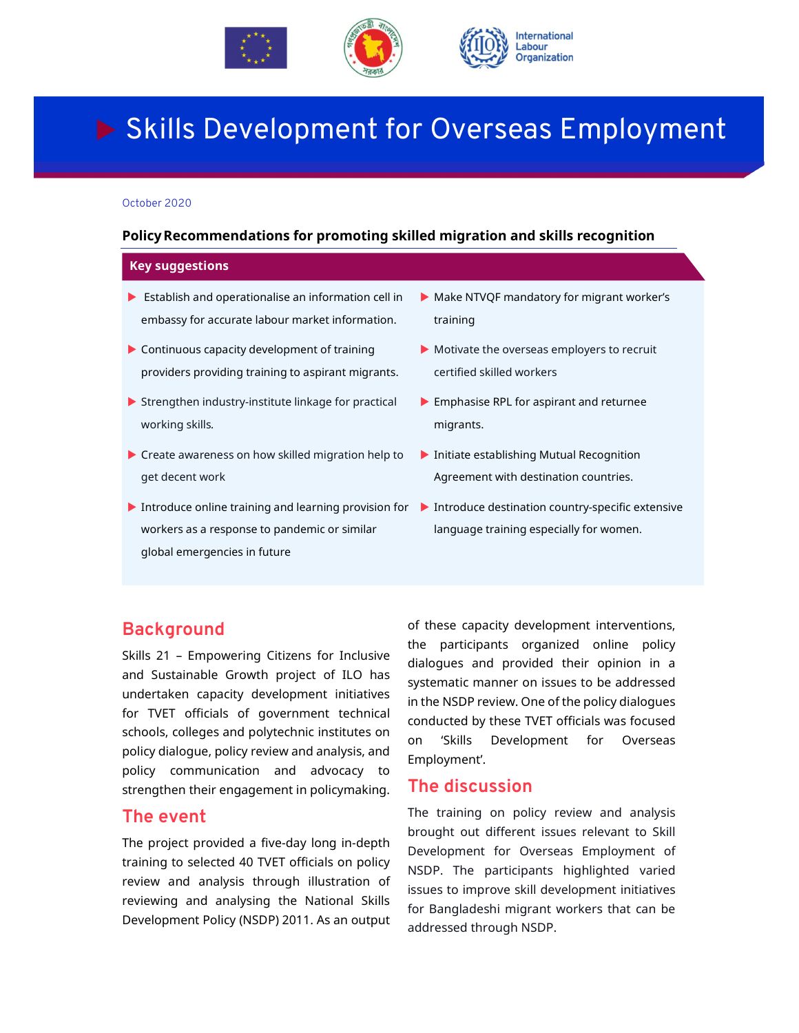# Skills Development for Overseas Employment

October 2020

**Policy Recommendations for promoting skilled migration and skills recognition**

**Key suggestions**

- Establish and operationalise an information cell in embassy for accurate labour market information.
- Continuous capacity development of training providers providing training to aspirant migrants.
- Strengthen industry-institute linkage for practical working skills.
- Create awareness on how skilled migration help to get decent work
- Introduce online training and learning provision for workers as a response to pandemic or similar global emergencies in future
- Make NTVQF mandatory for migrant worker's training
- Motivate the overseas employers to recruit certified skilled workers
- Emphasise RPL for aspirant and returnee migrants.
- Initiate establishing Mutual Recognition Agreement with destination countries.
- Introduce destination country-specific extensive language training especially for women.

## Background

Skills 21 – Empowering Citizens for Inclusive and Sustainable Growth project of ILO has undertaken capacity development initiatives for TVET officials of government technical schools, colleges and polytechnic institutes on policy dialogue, policy review and analysis, and policy communication and advocacy to strengthen their engagement in policymaking.

## The event

The project provided a five-day long in-depth training to selected 40 TVET officials on policy review and analysis through illustration of reviewing and analysing the National Skills Development Policy (NSDP) 2011. As an output of these capacity development interventions, the participants organized online policy dialogues and provided their opinion in a systematic manner on issues to be addressed in the NSDP review. One of the policy dialogues conducted by these TVET officials was focused on 'Skills Development for Overseas Employment'.

## The discussion

The training on policy review and analysis brought out different issues relevant to Skill Development for Overseas Employment of NSDP. The participants highlighted varied issues to improve skill development initiatives for Bangladeshi migrant workers that can be addressed through NSDP.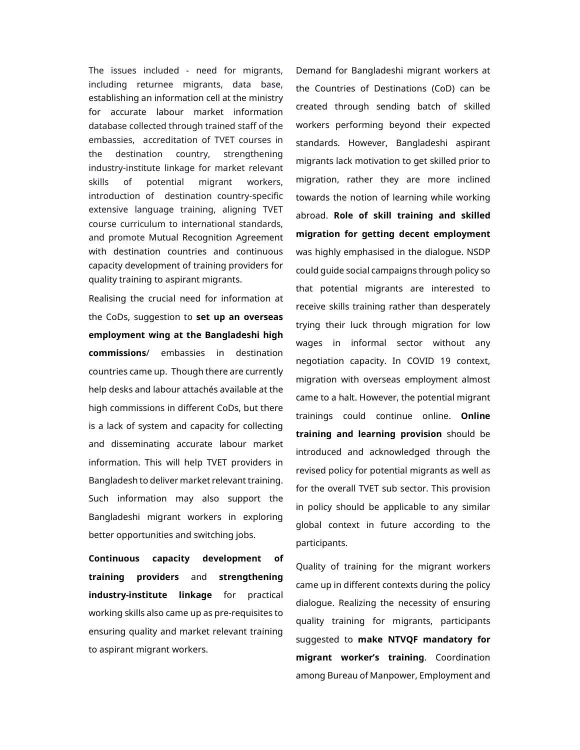The issues included - need for migrants, including returnee migrants, data base, establishing an information cell at the ministry for accurate labour market information database collected through trained staff of the embassies, accreditation of TVET courses in the destination country, strengthening industry-institute linkage for market relevant skills of potential migrant workers, introduction of destination country-specific extensive language training, aligning TVET course curriculum to international standards, and promote Mutual Recognition Agreement with destination countries and continuous capacity development of training providers for quality training to aspirant migrants.

Realising the crucial need for information at the CoDs, suggestion to **set up an overseas employment wing at the Bangladeshi high commissions**/ embassies in destination countries came up. Though there are currently help desks and labour attachés available at the high commissions in different CoDs, but there is a lack of system and capacity for collecting and disseminating accurate labour market information. This will help TVET providers in Bangladesh to deliver market relevant training. Such information may also support the Bangladeshi migrant workers in exploring better opportunities and switching jobs.

**Continuous capacity development of training providers** and **strengthening industry-institute linkage** for practical working skills also came up as pre-requisites to ensuring quality and market relevant training to aspirant migrant workers.

Demand for Bangladeshi migrant workers at the Countries of Destinations (CoD) can be created through sending batch of skilled workers performing beyond their expected standards. However, Bangladeshi aspirant migrants lack motivation to get skilled prior to migration, rather they are more inclined towards the notion of learning while working abroad. **Role of skill training and skilled migration for getting decent employment** was highly emphasised in the dialogue. NSDP could guide social campaigns through policy so that potential migrants are interested to receive skills training rather than desperately trying their luck through migration for low wages in informal sector without any negotiation capacity. In COVID 19 context, migration with overseas employment almost came to a halt. However, the potential migrant trainings could continue online. **Online training and learning provision** should be introduced and acknowledged through the revised policy for potential migrants as well as for the overall TVET sub sector. This provision in policy should be applicable to any similar global context in future according to the participants.

Quality of training for the migrant workers came up in different contexts during the policy dialogue. Realizing the necessity of ensuring quality training for migrants, participants suggested to **make NTVQF mandatory for migrant worker's training**. Coordination among Bureau of Manpower, Employment and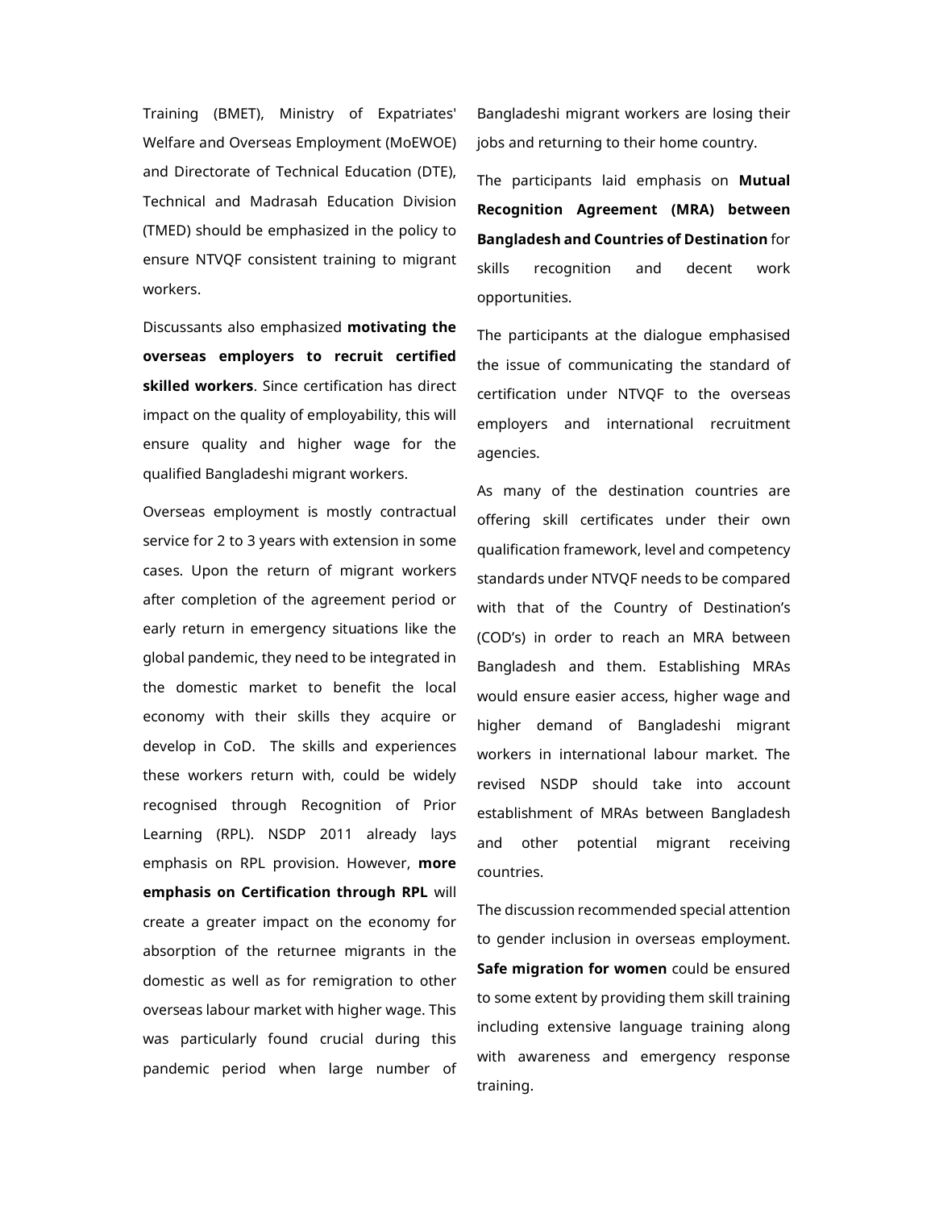Training (BMET), Ministry of Expatriates' Welfare and Overseas Employment (MoEWOE) and Directorate of Technical Education (DTE), Technical and Madrasah Education Division (TMED) should be emphasized in the policy to ensure NTVQF consistent training to migrant workers.

Discussants also emphasized **motivating the overseas employers to recruit certified skilled workers**. Since certification has direct impact on the quality of employability, this will ensure quality and higher wage for the qualified Bangladeshi migrant workers.

Overseas employment is mostly contractual service for 2 to 3 years with extension in some cases. Upon the return of migrant workers after completion of the agreement period or early return in emergency situations like the global pandemic, they need to be integrated in the domestic market to benefit the local economy with their skills they acquire or develop in CoD. The skills and experiences these workers return with, could be widely recognised through Recognition of Prior Learning (RPL). NSDP 2011 already lays emphasis on RPL provision. However, **more emphasis on Certification through RPL** will create a greater impact on the economy for absorption of the returnee migrants in the domestic as well as for remigration to other overseas labour market with higher wage. This was particularly found crucial during this pandemic period when large number of Bangladeshi migrant workers are losing their jobs and returning to their home country.

The participants laid emphasis on **Mutual Recognition Agreement (MRA) between Bangladesh and Countries of Destination** for skills recognition and decent work opportunities.

The participants at the dialogue emphasised the issue of communicating the standard of certification under NTVQF to the overseas employers and international recruitment agencies.

As many of the destination countries are offering skill certificates under their own qualification framework, level and competency standards under NTVQF needs to be compared with that of the Country of Destination's (COD's) in order to reach an MRA between Bangladesh and them. Establishing MRAs would ensure easier access, higher wage and higher demand of Bangladeshi migrant workers in international labour market. The revised NSDP should take into account establishment of MRAs between Bangladesh and other potential migrant receiving countries.

The discussion recommended special attention to gender inclusion in overseas employment. **Safe migration for women** could be ensured to some extent by providing them skill training including extensive language training along with awareness and emergency response training.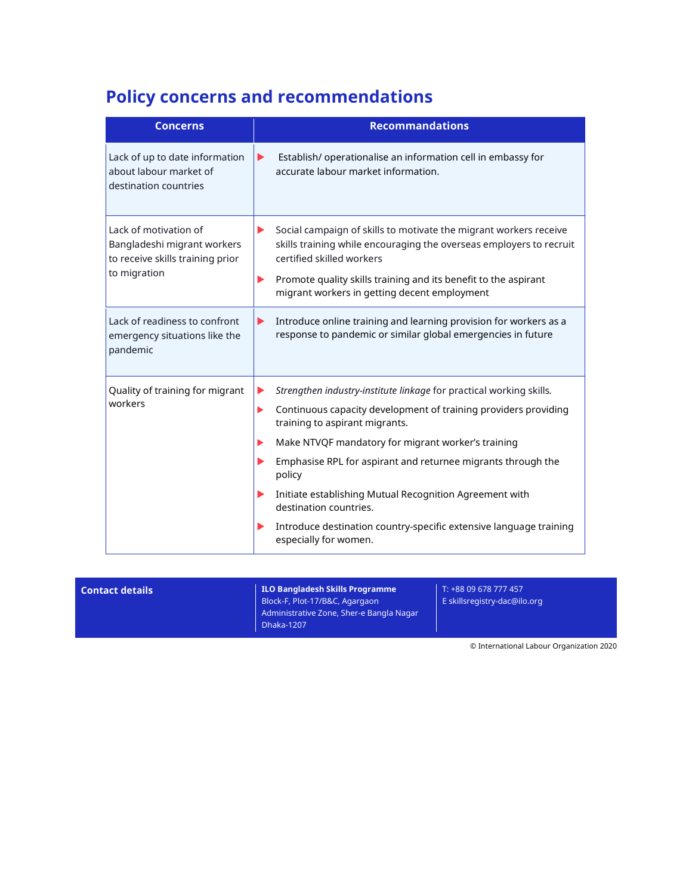## Policy concerns and recommendations

| Concerns | Recommandations |
|---|---|
| Lack of up to date information about labour market of destination countries | ▶ Establish/ operationalise an information cell in embassy for accurate labour market information. |
| Lack of motivation of Bangladeshi migrant workers to receive skills training prior to migration | ▶ Social campaign of skills to motivate the migrant workers receive skills training while encouraging the overseas employers to recruit certified skilled workers<br>▶ Promote quality skills training and its benefit to the aspirant migrant workers in getting decent employment |
| Lack of readiness to confront emergency situations like the pandemic | ▶ Introduce online training and learning provision for workers as a response to pandemic or similar global emergencies in future |
| Quality of training for migrant workers | ▶ *Strengthen industry-institute linkage* for practical working skills.<br>▶ Continuous capacity development of training providers providing training to aspirant migrants.<br>▶ Make NTVQF mandatory for migrant worker's training<br>▶ Emphasise RPL for aspirant and returnee migrants through the policy<br>▶ Initiate establishing Mutual Recognition Agreement with destination countries.<br>▶ Introduce destination country-specific extensive language training especially for women. |

**Contact details**

**ILO Bangladesh Skills Programme**
Block-F, Plot-17/B&C, Agargaon
Administrative Zone, Sher-e Bangla Nagar
Dhaka-1207

T: +88 09 678 777 457
E skillsregistry-dac@ilo.org

© International Labour Organization 2020